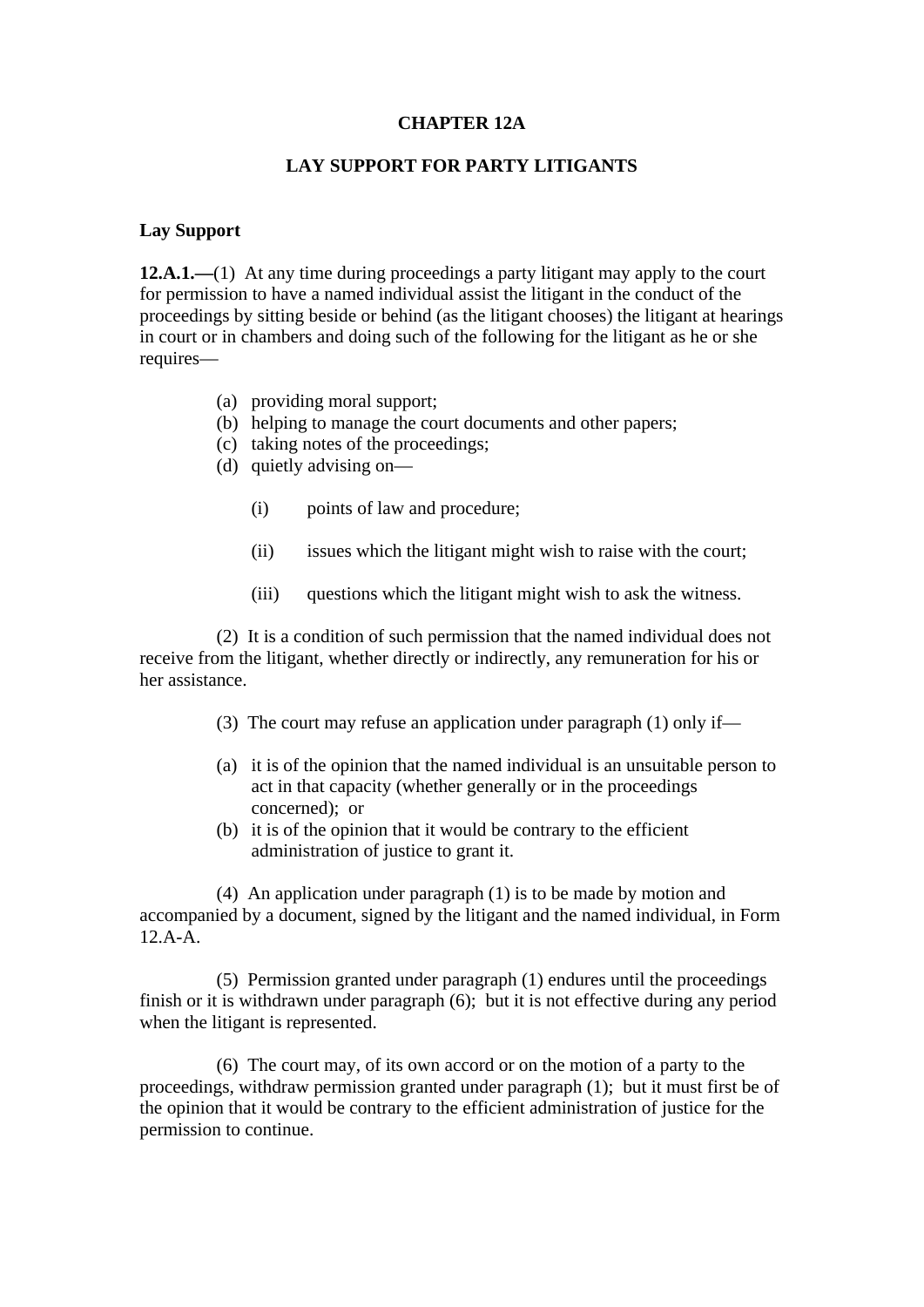# CHAPTER 12A

## LAY SUPPORT FOR PARTY LITIGANTS

### Lay Support

**12.A.1.—**(1) At any time during proceedings a party litigant may apply to the court for permission to have a named individual assist the litigant in the conduct of the proceedings by sitting beside or behind (as the litigant chooses) the litigant at hearings in court or in chambers and doing such of the following for the litigant as he or she requires—

(a) providing moral support;
(b) helping to manage the court documents and other papers;
(c) taking notes of the proceedings;
(d) quietly advising on—

(i) points of law and procedure;

(ii) issues which the litigant might wish to raise with the court;

(iii) questions which the litigant might wish to ask the witness.

(2) It is a condition of such permission that the named individual does not receive from the litigant, whether directly or indirectly, any remuneration for his or her assistance.

(3) The court may refuse an application under paragraph (1) only if—

(a) it is of the opinion that the named individual is an unsuitable person to act in that capacity (whether generally or in the proceedings concerned); or
(b) it is of the opinion that it would be contrary to the efficient administration of justice to grant it.

(4) An application under paragraph (1) is to be made by motion and accompanied by a document, signed by the litigant and the named individual, in Form 12.A-A.

(5) Permission granted under paragraph (1) endures until the proceedings finish or it is withdrawn under paragraph (6); but it is not effective during any period when the litigant is represented.

(6) The court may, of its own accord or on the motion of a party to the proceedings, withdraw permission granted under paragraph (1); but it must first be of the opinion that it would be contrary to the efficient administration of justice for the permission to continue.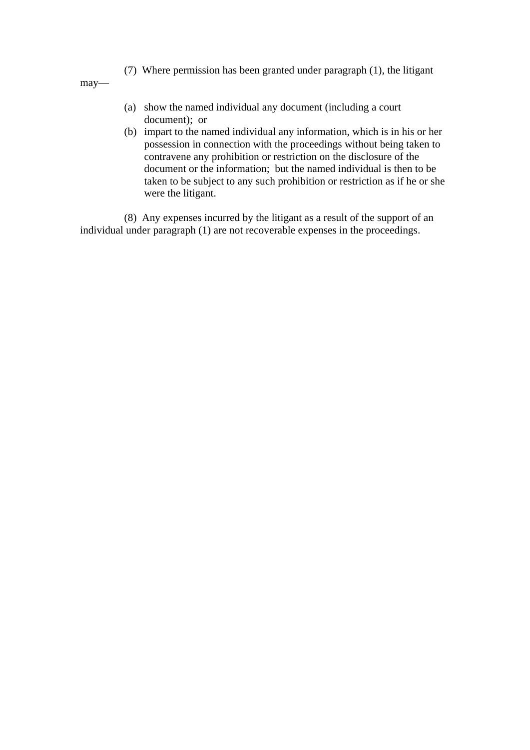(7) Where permission has been granted under paragraph (1), the litigant may—

(a) show the named individual any document (including a court document); or

(b) impart to the named individual any information, which is in his or her possession in connection with the proceedings without being taken to contravene any prohibition or restriction on the disclosure of the document or the information; but the named individual is then to be taken to be subject to any such prohibition or restriction as if he or she were the litigant.

(8) Any expenses incurred by the litigant as a result of the support of an individual under paragraph (1) are not recoverable expenses in the proceedings.